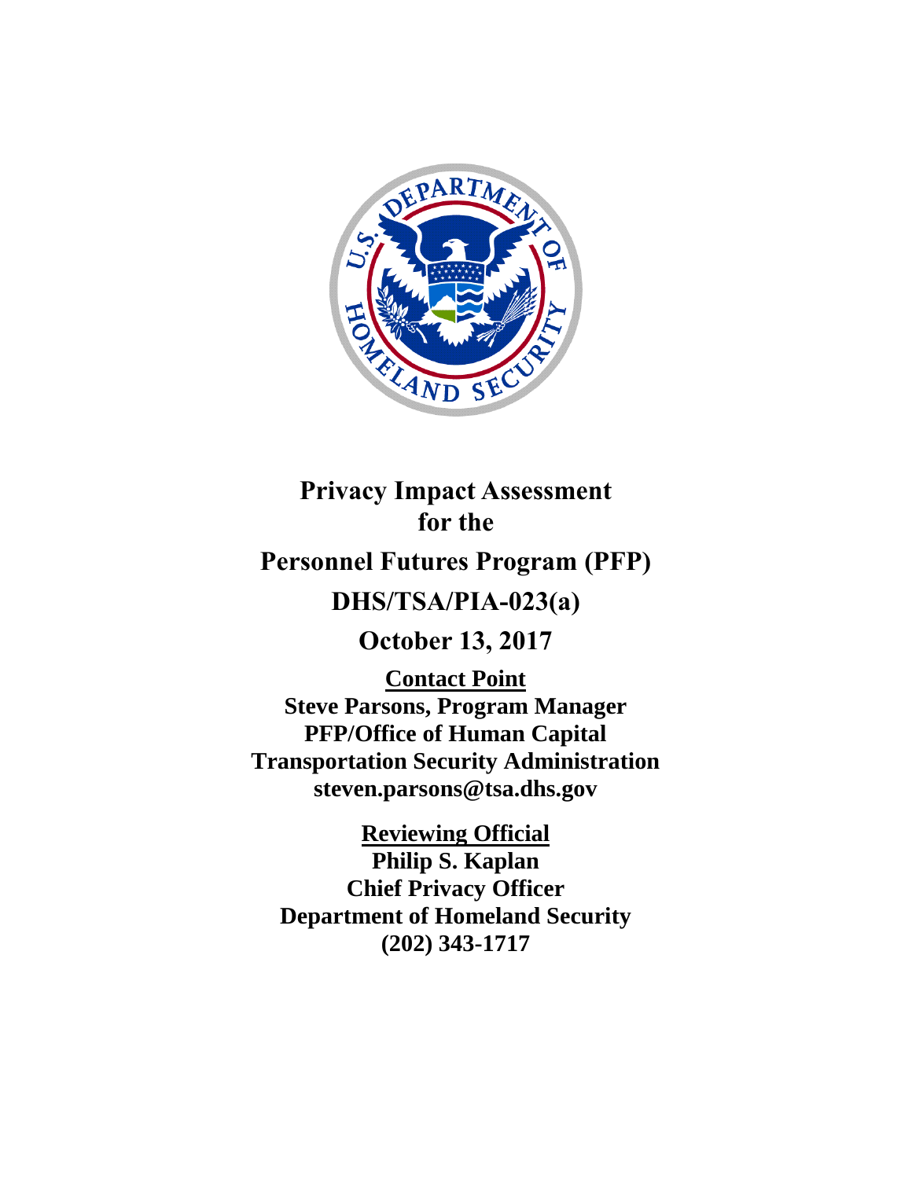# Privacy Impact Assessment for the Personnel Futures Program (PFP)

## DHS/TSA/PIA-023(a)

## October 13, 2017

**Contact Point**
**Steve Parsons, Program Manager**
**PFP/Office of Human Capital**
**Transportation Security Administration**
**steven.parsons@tsa.dhs.gov**

**Reviewing Official**
**Philip S. Kaplan**
**Chief Privacy Officer**
**Department of Homeland Security**
**(202) 343-1717**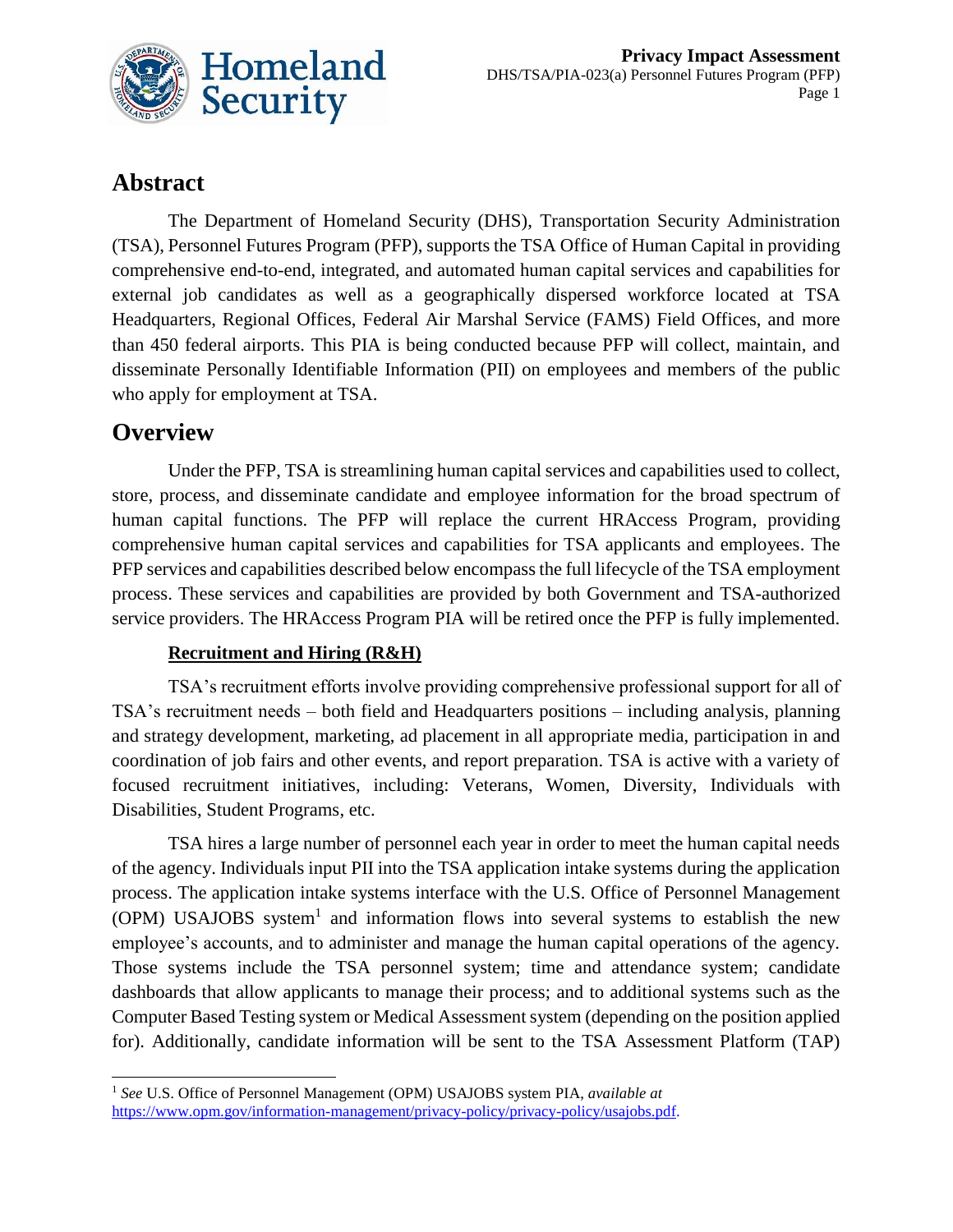## Abstract

The Department of Homeland Security (DHS), Transportation Security Administration (TSA), Personnel Futures Program (PFP), supports the TSA Office of Human Capital in providing comprehensive end-to-end, integrated, and automated human capital services and capabilities for external job candidates as well as a geographically dispersed workforce located at TSA Headquarters, Regional Offices, Federal Air Marshal Service (FAMS) Field Offices, and more than 450 federal airports. This PIA is being conducted because PFP will collect, maintain, and disseminate Personally Identifiable Information (PII) on employees and members of the public who apply for employment at TSA.

## Overview

Under the PFP, TSA is streamlining human capital services and capabilities used to collect, store, process, and disseminate candidate and employee information for the broad spectrum of human capital functions. The PFP will replace the current HRAccess Program, providing comprehensive human capital services and capabilities for TSA applicants and employees. The PFP services and capabilities described below encompass the full lifecycle of the TSA employment process. These services and capabilities are provided by both Government and TSA-authorized service providers. The HRAccess Program PIA will be retired once the PFP is fully implemented.

**Recruitment and Hiring (R&H)**

TSA's recruitment efforts involve providing comprehensive professional support for all of TSA's recruitment needs – both field and Headquarters positions – including analysis, planning and strategy development, marketing, ad placement in all appropriate media, participation in and coordination of job fairs and other events, and report preparation. TSA is active with a variety of focused recruitment initiatives, including: Veterans, Women, Diversity, Individuals with Disabilities, Student Programs, etc.

TSA hires a large number of personnel each year in order to meet the human capital needs of the agency. Individuals input PII into the TSA application intake systems during the application process. The application intake systems interface with the U.S. Office of Personnel Management (OPM) USAJOBS system[1] and information flows into several systems to establish the new employee's accounts, and to administer and manage the human capital operations of the agency. Those systems include the TSA personnel system; time and attendance system; candidate dashboards that allow applicants to manage their process; and to additional systems such as the Computer Based Testing system or Medical Assessment system (depending on the position applied for). Additionally, candidate information will be sent to the TSA Assessment Platform (TAP)

[1] *See* U.S. Office of Personnel Management (OPM) USAJOBS system PIA, *available at* https://www.opm.gov/information-management/privacy-policy/privacy-policy/usajobs.pdf.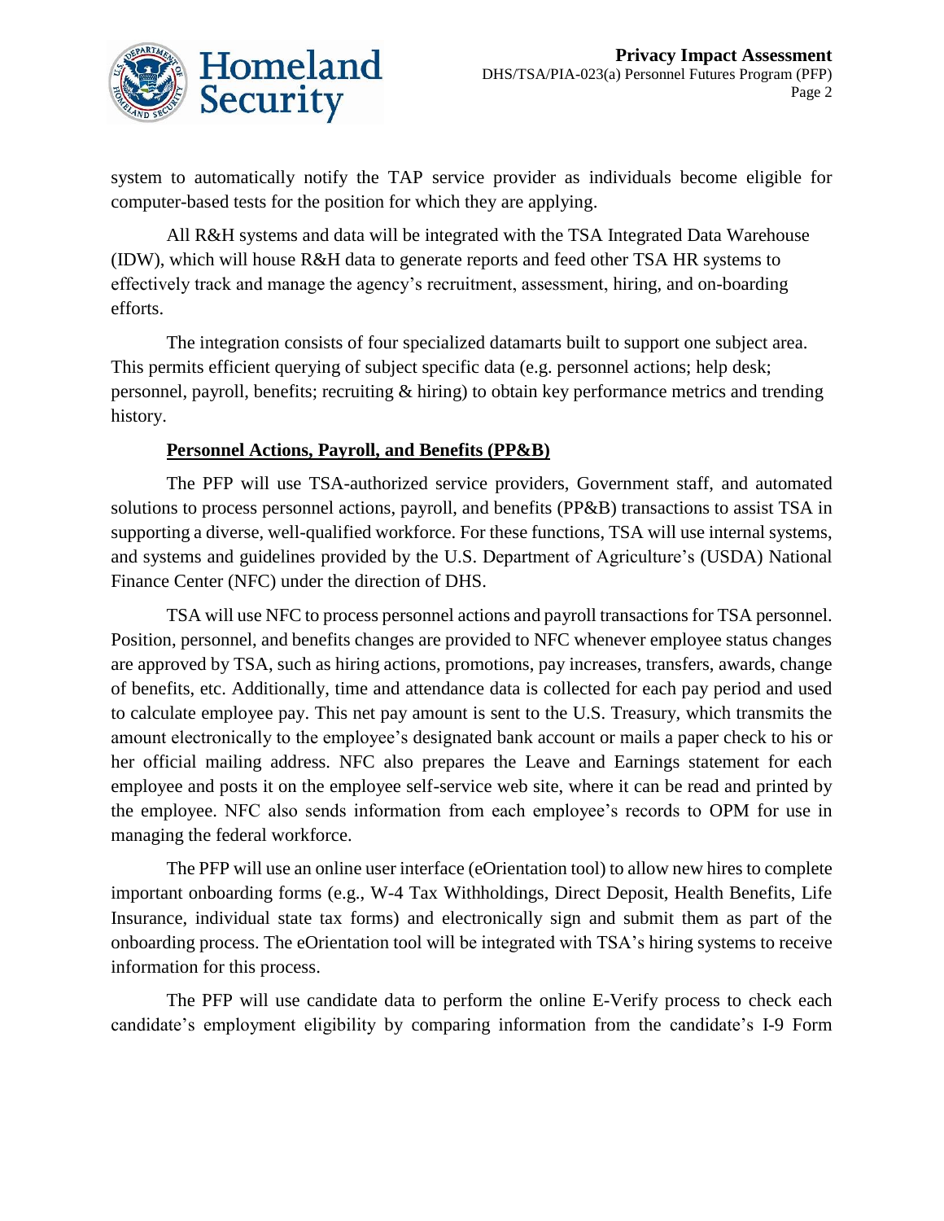system to automatically notify the TAP service provider as individuals become eligible for computer-based tests for the position for which they are applying.

All R&H systems and data will be integrated with the TSA Integrated Data Warehouse (IDW), which will house R&H data to generate reports and feed other TSA HR systems to effectively track and manage the agency's recruitment, assessment, hiring, and on-boarding efforts.

The integration consists of four specialized datamarts built to support one subject area. This permits efficient querying of subject specific data (e.g. personnel actions; help desk; personnel, payroll, benefits; recruiting & hiring) to obtain key performance metrics and trending history.

**Personnel Actions, Payroll, and Benefits (PP&B)**

The PFP will use TSA-authorized service providers, Government staff, and automated solutions to process personnel actions, payroll, and benefits (PP&B) transactions to assist TSA in supporting a diverse, well-qualified workforce. For these functions, TSA will use internal systems, and systems and guidelines provided by the U.S. Department of Agriculture's (USDA) National Finance Center (NFC) under the direction of DHS.

TSA will use NFC to process personnel actions and payroll transactions for TSA personnel. Position, personnel, and benefits changes are provided to NFC whenever employee status changes are approved by TSA, such as hiring actions, promotions, pay increases, transfers, awards, change of benefits, etc. Additionally, time and attendance data is collected for each pay period and used to calculate employee pay. This net pay amount is sent to the U.S. Treasury, which transmits the amount electronically to the employee's designated bank account or mails a paper check to his or her official mailing address. NFC also prepares the Leave and Earnings statement for each employee and posts it on the employee self-service web site, where it can be read and printed by the employee. NFC also sends information from each employee's records to OPM for use in managing the federal workforce.

The PFP will use an online user interface (eOrientation tool) to allow new hires to complete important onboarding forms (e.g., W-4 Tax Withholdings, Direct Deposit, Health Benefits, Life Insurance, individual state tax forms) and electronically sign and submit them as part of the onboarding process. The eOrientation tool will be integrated with TSA's hiring systems to receive information for this process.

The PFP will use candidate data to perform the online E-Verify process to check each candidate's employment eligibility by comparing information from the candidate's I-9 Form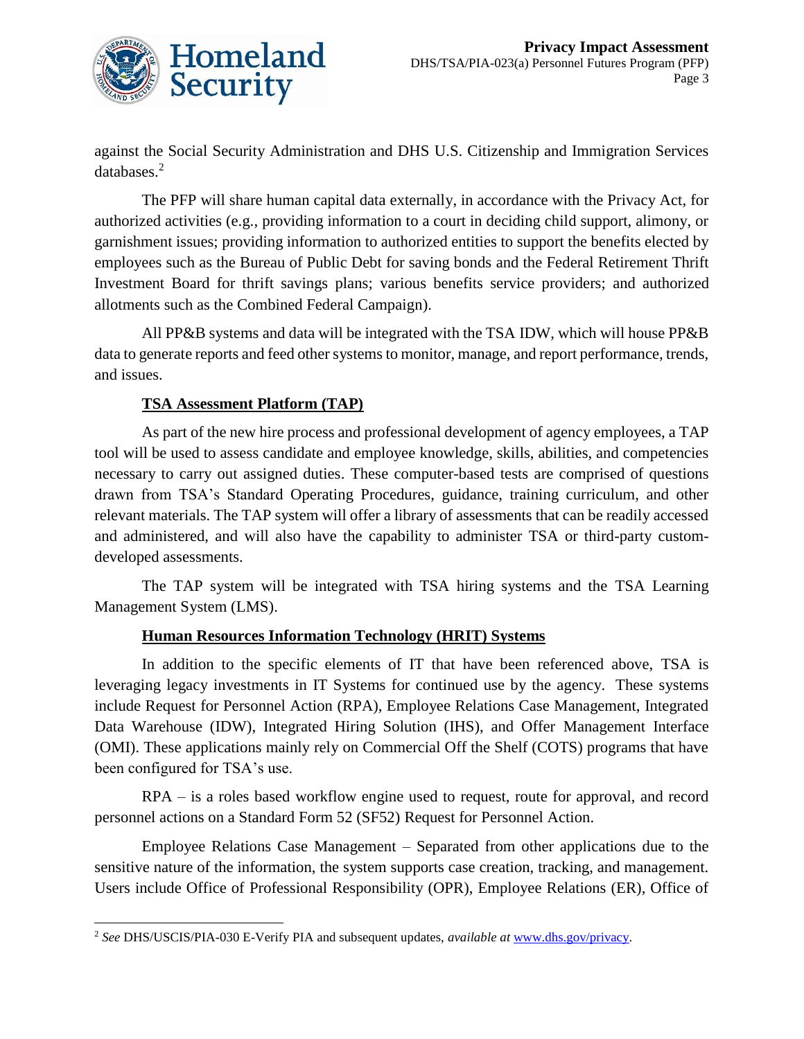against the Social Security Administration and DHS U.S. Citizenship and Immigration Services databases.[2]

The PFP will share human capital data externally, in accordance with the Privacy Act, for authorized activities (e.g., providing information to a court in deciding child support, alimony, or garnishment issues; providing information to authorized entities to support the benefits elected by employees such as the Bureau of Public Debt for saving bonds and the Federal Retirement Thrift Investment Board for thrift savings plans; various benefits service providers; and authorized allotments such as the Combined Federal Campaign).

All PP&B systems and data will be integrated with the TSA IDW, which will house PP&B data to generate reports and feed other systems to monitor, manage, and report performance, trends, and issues.

**TSA Assessment Platform (TAP)**

As part of the new hire process and professional development of agency employees, a TAP tool will be used to assess candidate and employee knowledge, skills, abilities, and competencies necessary to carry out assigned duties. These computer-based tests are comprised of questions drawn from TSA's Standard Operating Procedures, guidance, training curriculum, and other relevant materials. The TAP system will offer a library of assessments that can be readily accessed and administered, and will also have the capability to administer TSA or third-party custom-developed assessments.

The TAP system will be integrated with TSA hiring systems and the TSA Learning Management System (LMS).

**Human Resources Information Technology (HRIT) Systems**

In addition to the specific elements of IT that have been referenced above, TSA is leveraging legacy investments in IT Systems for continued use by the agency. These systems include Request for Personnel Action (RPA), Employee Relations Case Management, Integrated Data Warehouse (IDW), Integrated Hiring Solution (IHS), and Offer Management Interface (OMI). These applications mainly rely on Commercial Off the Shelf (COTS) programs that have been configured for TSA's use.

RPA – is a roles based workflow engine used to request, route for approval, and record personnel actions on a Standard Form 52 (SF52) Request for Personnel Action.

Employee Relations Case Management – Separated from other applications due to the sensitive nature of the information, the system supports case creation, tracking, and management. Users include Office of Professional Responsibility (OPR), Employee Relations (ER), Office of

---

[2] *See* DHS/USCIS/PIA-030 E-Verify PIA and subsequent updates, *available at* www.dhs.gov/privacy.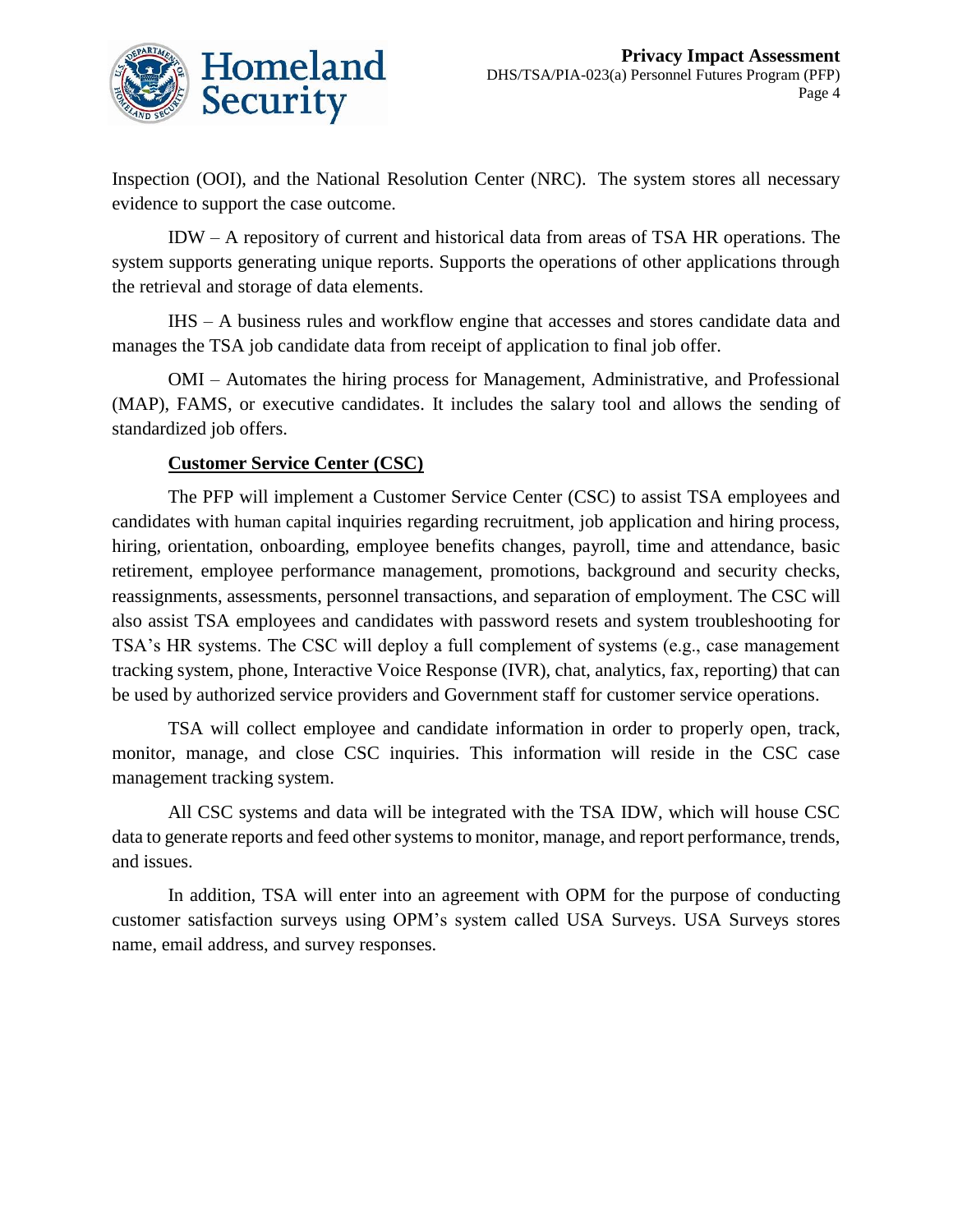Inspection (OOI), and the National Resolution Center (NRC). The system stores all necessary evidence to support the case outcome.

IDW – A repository of current and historical data from areas of TSA HR operations. The system supports generating unique reports. Supports the operations of other applications through the retrieval and storage of data elements.

IHS – A business rules and workflow engine that accesses and stores candidate data and manages the TSA job candidate data from receipt of application to final job offer.

OMI – Automates the hiring process for Management, Administrative, and Professional (MAP), FAMS, or executive candidates. It includes the salary tool and allows the sending of standardized job offers.

**Customer Service Center (CSC)**

The PFP will implement a Customer Service Center (CSC) to assist TSA employees and candidates with human capital inquiries regarding recruitment, job application and hiring process, hiring, orientation, onboarding, employee benefits changes, payroll, time and attendance, basic retirement, employee performance management, promotions, background and security checks, reassignments, assessments, personnel transactions, and separation of employment. The CSC will also assist TSA employees and candidates with password resets and system troubleshooting for TSA's HR systems. The CSC will deploy a full complement of systems (e.g., case management tracking system, phone, Interactive Voice Response (IVR), chat, analytics, fax, reporting) that can be used by authorized service providers and Government staff for customer service operations.

TSA will collect employee and candidate information in order to properly open, track, monitor, manage, and close CSC inquiries. This information will reside in the CSC case management tracking system.

All CSC systems and data will be integrated with the TSA IDW, which will house CSC data to generate reports and feed other systems to monitor, manage, and report performance, trends, and issues.

In addition, TSA will enter into an agreement with OPM for the purpose of conducting customer satisfaction surveys using OPM's system called USA Surveys. USA Surveys stores name, email address, and survey responses.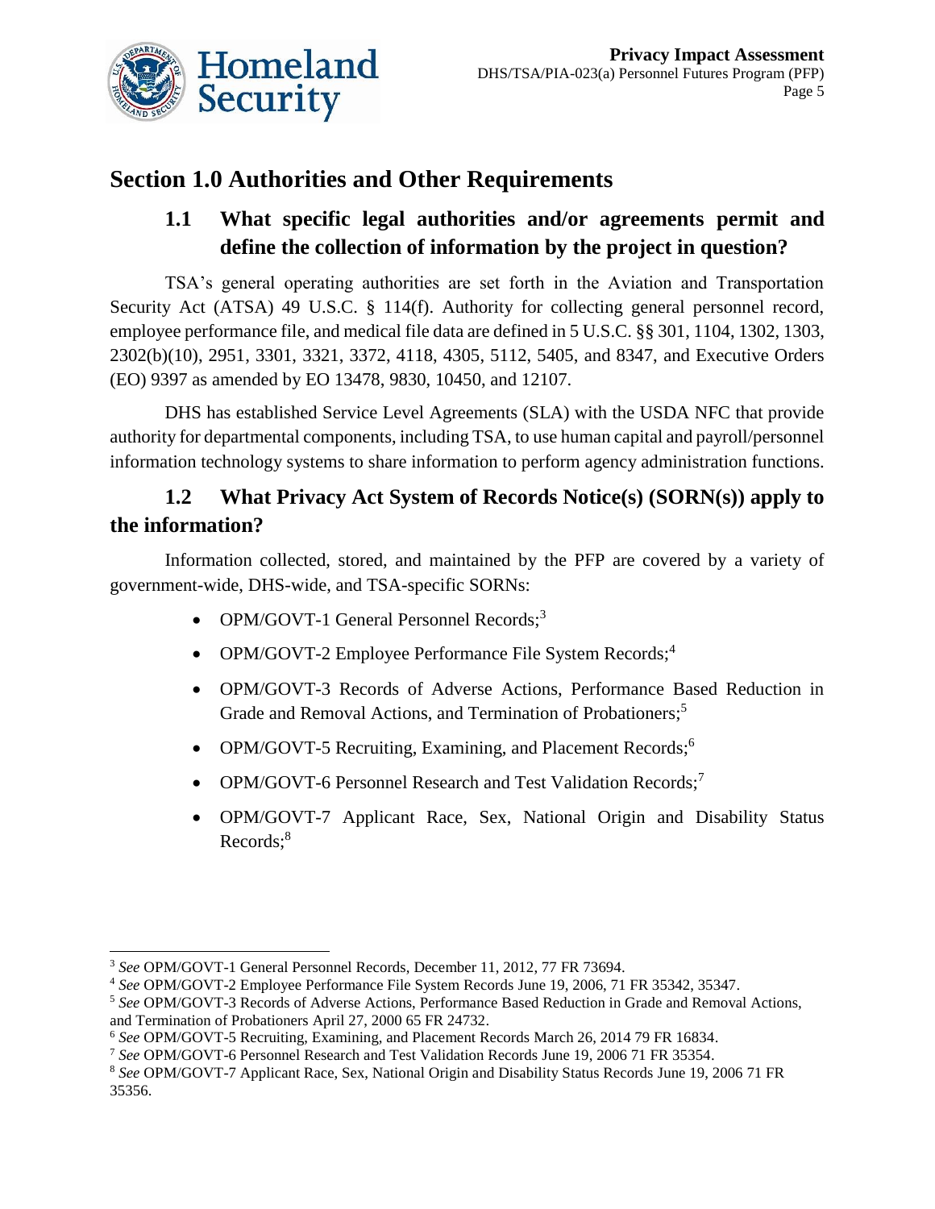## Section 1.0 Authorities and Other Requirements

### 1.1 What specific legal authorities and/or agreements permit and define the collection of information by the project in question?

TSA's general operating authorities are set forth in the Aviation and Transportation Security Act (ATSA) 49 U.S.C. § 114(f). Authority for collecting general personnel record, employee performance file, and medical file data are defined in 5 U.S.C. §§ 301, 1104, 1302, 1303, 2302(b)(10), 2951, 3301, 3321, 3372, 4118, 4305, 5112, 5405, and 8347, and Executive Orders (EO) 9397 as amended by EO 13478, 9830, 10450, and 12107.

DHS has established Service Level Agreements (SLA) with the USDA NFC that provide authority for departmental components, including TSA, to use human capital and payroll/personnel information technology systems to share information to perform agency administration functions.

### 1.2 What Privacy Act System of Records Notice(s) (SORN(s)) apply to the information?

Information collected, stored, and maintained by the PFP are covered by a variety of government-wide, DHS-wide, and TSA-specific SORNs:

- OPM/GOVT-1 General Personnel Records;[3]
- OPM/GOVT-2 Employee Performance File System Records;[4]
- OPM/GOVT-3 Records of Adverse Actions, Performance Based Reduction in Grade and Removal Actions, and Termination of Probationers;[5]
- OPM/GOVT-5 Recruiting, Examining, and Placement Records;[6]
- OPM/GOVT-6 Personnel Research and Test Validation Records;[7]
- OPM/GOVT-7 Applicant Race, Sex, National Origin and Disability Status Records;[8]

---

[3] *See* OPM/GOVT-1 General Personnel Records, December 11, 2012, 77 FR 73694.

[4] *See* OPM/GOVT-2 Employee Performance File System Records June 19, 2006, 71 FR 35342, 35347.

[5] *See* OPM/GOVT-3 Records of Adverse Actions, Performance Based Reduction in Grade and Removal Actions, and Termination of Probationers April 27, 2000 65 FR 24732.

[6] *See* OPM/GOVT-5 Recruiting, Examining, and Placement Records March 26, 2014 79 FR 16834.

[7] *See* OPM/GOVT-6 Personnel Research and Test Validation Records June 19, 2006 71 FR 35354.

[8] *See* OPM/GOVT-7 Applicant Race, Sex, National Origin and Disability Status Records June 19, 2006 71 FR 35356.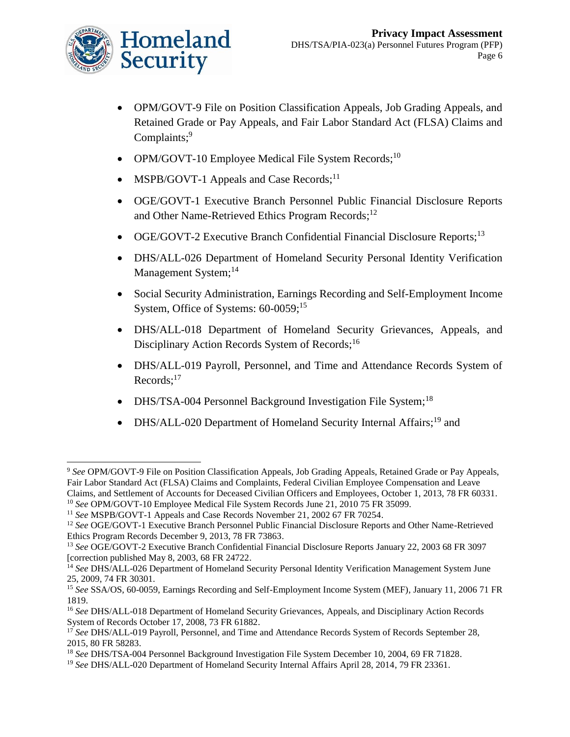- OPM/GOVT-9 File on Position Classification Appeals, Job Grading Appeals, and Retained Grade or Pay Appeals, and Fair Labor Standard Act (FLSA) Claims and Complaints;[9]
- OPM/GOVT-10 Employee Medical File System Records;[10]
- MSPB/GOVT-1 Appeals and Case Records;[11]
- OGE/GOVT-1 Executive Branch Personnel Public Financial Disclosure Reports and Other Name-Retrieved Ethics Program Records;[12]
- OGE/GOVT-2 Executive Branch Confidential Financial Disclosure Reports;[13]
- DHS/ALL-026 Department of Homeland Security Personal Identity Verification Management System;[14]
- Social Security Administration, Earnings Recording and Self-Employment Income System, Office of Systems: 60-0059;[15]
- DHS/ALL-018 Department of Homeland Security Grievances, Appeals, and Disciplinary Action Records System of Records;[16]
- DHS/ALL-019 Payroll, Personnel, and Time and Attendance Records System of Records;[17]
- DHS/TSA-004 Personnel Background Investigation File System;[18]
- DHS/ALL-020 Department of Homeland Security Internal Affairs;[19] and

---

[9] *See* OPM/GOVT-9 File on Position Classification Appeals, Job Grading Appeals, Retained Grade or Pay Appeals, Fair Labor Standard Act (FLSA) Claims and Complaints, Federal Civilian Employee Compensation and Leave Claims, and Settlement of Accounts for Deceased Civilian Officers and Employees, October 1, 2013, 78 FR 60331.

[10] *See* OPM/GOVT-10 Employee Medical File System Records June 21, 2010 75 FR 35099.

[11] *See* MSPB/GOVT-1 Appeals and Case Records November 21, 2002 67 FR 70254.

[12] *See* OGE/GOVT-1 Executive Branch Personnel Public Financial Disclosure Reports and Other Name-Retrieved Ethics Program Records December 9, 2013, 78 FR 73863.

[13] *See* OGE/GOVT-2 Executive Branch Confidential Financial Disclosure Reports January 22, 2003 68 FR 3097 [correction published May 8, 2003, 68 FR 24722.

[14] *See* DHS/ALL-026 Department of Homeland Security Personal Identity Verification Management System June 25, 2009, 74 FR 30301.

[15] *See* SSA/OS, 60-0059, Earnings Recording and Self-Employment Income System (MEF), January 11, 2006 71 FR 1819.

[16] *See* DHS/ALL-018 Department of Homeland Security Grievances, Appeals, and Disciplinary Action Records System of Records October 17, 2008, 73 FR 61882.

[17] *See* DHS/ALL-019 Payroll, Personnel, and Time and Attendance Records System of Records September 28, 2015, 80 FR 58283.

[18] *See* DHS/TSA-004 Personnel Background Investigation File System December 10, 2004, 69 FR 71828.

[19] *See* DHS/ALL-020 Department of Homeland Security Internal Affairs April 28, 2014, 79 FR 23361.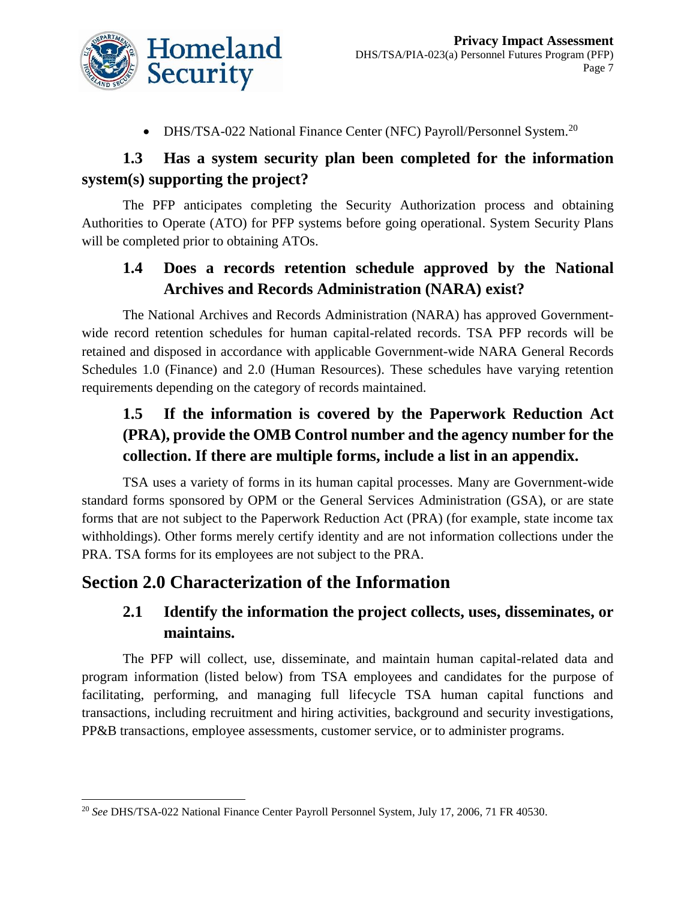- DHS/TSA-022 National Finance Center (NFC) Payroll/Personnel System.[20]

### 1.3 Has a system security plan been completed for the information system(s) supporting the project?

The PFP anticipates completing the Security Authorization process and obtaining Authorities to Operate (ATO) for PFP systems before going operational. System Security Plans will be completed prior to obtaining ATOs.

### 1.4 Does a records retention schedule approved by the National Archives and Records Administration (NARA) exist?

The National Archives and Records Administration (NARA) has approved Government-wide record retention schedules for human capital-related records. TSA PFP records will be retained and disposed in accordance with applicable Government-wide NARA General Records Schedules 1.0 (Finance) and 2.0 (Human Resources). These schedules have varying retention requirements depending on the category of records maintained.

### 1.5 If the information is covered by the Paperwork Reduction Act (PRA), provide the OMB Control number and the agency number for the collection. If there are multiple forms, include a list in an appendix.

TSA uses a variety of forms in its human capital processes. Many are Government-wide standard forms sponsored by OPM or the General Services Administration (GSA), or are state forms that are not subject to the Paperwork Reduction Act (PRA) (for example, state income tax withholdings). Other forms merely certify identity and are not information collections under the PRA. TSA forms for its employees are not subject to the PRA.

## Section 2.0 Characterization of the Information

### 2.1 Identify the information the project collects, uses, disseminates, or maintains.

The PFP will collect, use, disseminate, and maintain human capital-related data and program information (listed below) from TSA employees and candidates for the purpose of facilitating, performing, and managing full lifecycle TSA human capital functions and transactions, including recruitment and hiring activities, background and security investigations, PP&B transactions, employee assessments, customer service, or to administer programs.

---

[20] *See* DHS/TSA-022 National Finance Center Payroll Personnel System, July 17, 2006, 71 FR 40530.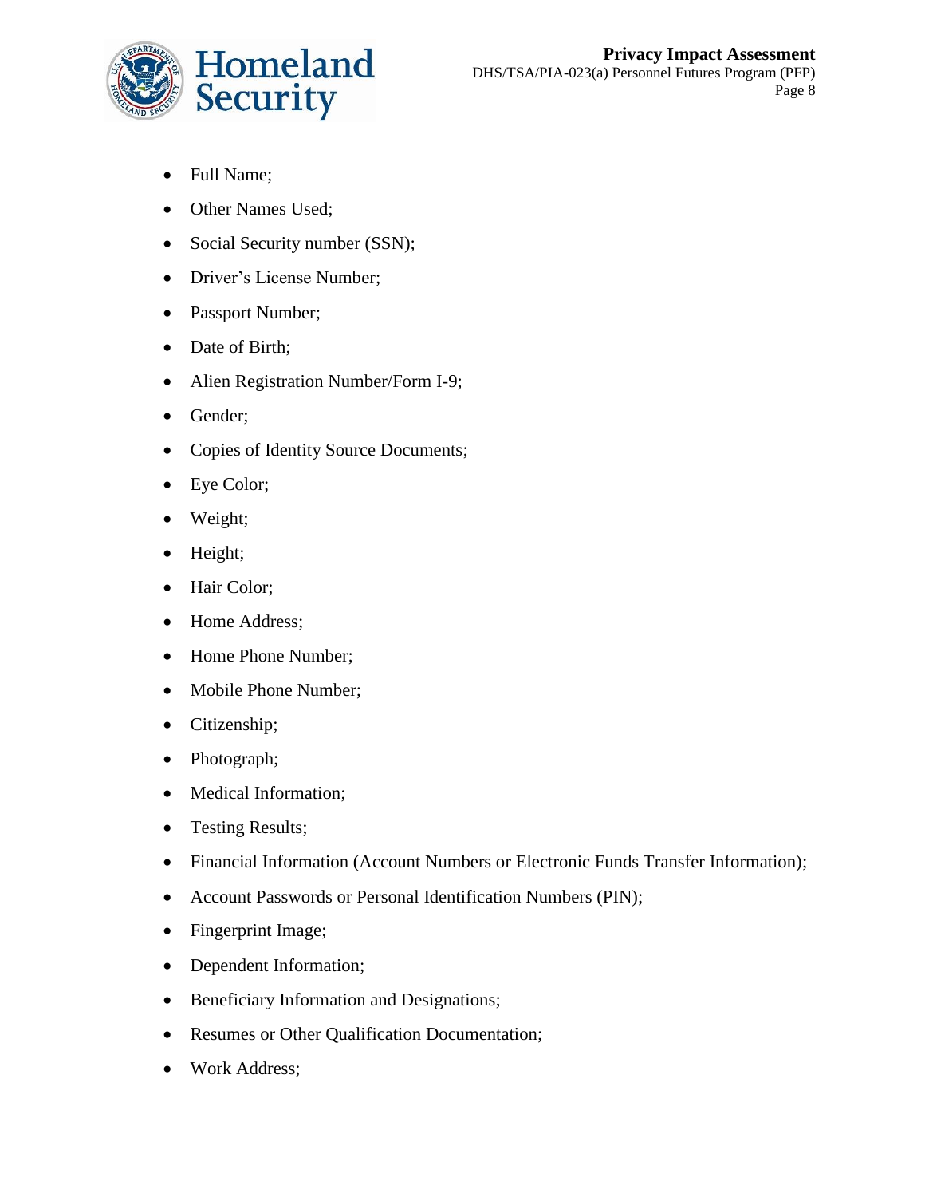- Full Name;
- Other Names Used;
- Social Security number (SSN);
- Driver's License Number;
- Passport Number;
- Date of Birth;
- Alien Registration Number/Form I-9;
- Gender;
- Copies of Identity Source Documents;
- Eye Color;
- Weight;
- Height;
- Hair Color;
- Home Address;
- Home Phone Number;
- Mobile Phone Number;
- Citizenship;
- Photograph;
- Medical Information;
- Testing Results;
- Financial Information (Account Numbers or Electronic Funds Transfer Information);
- Account Passwords or Personal Identification Numbers (PIN);
- Fingerprint Image;
- Dependent Information;
- Beneficiary Information and Designations;
- Resumes or Other Qualification Documentation;
- Work Address;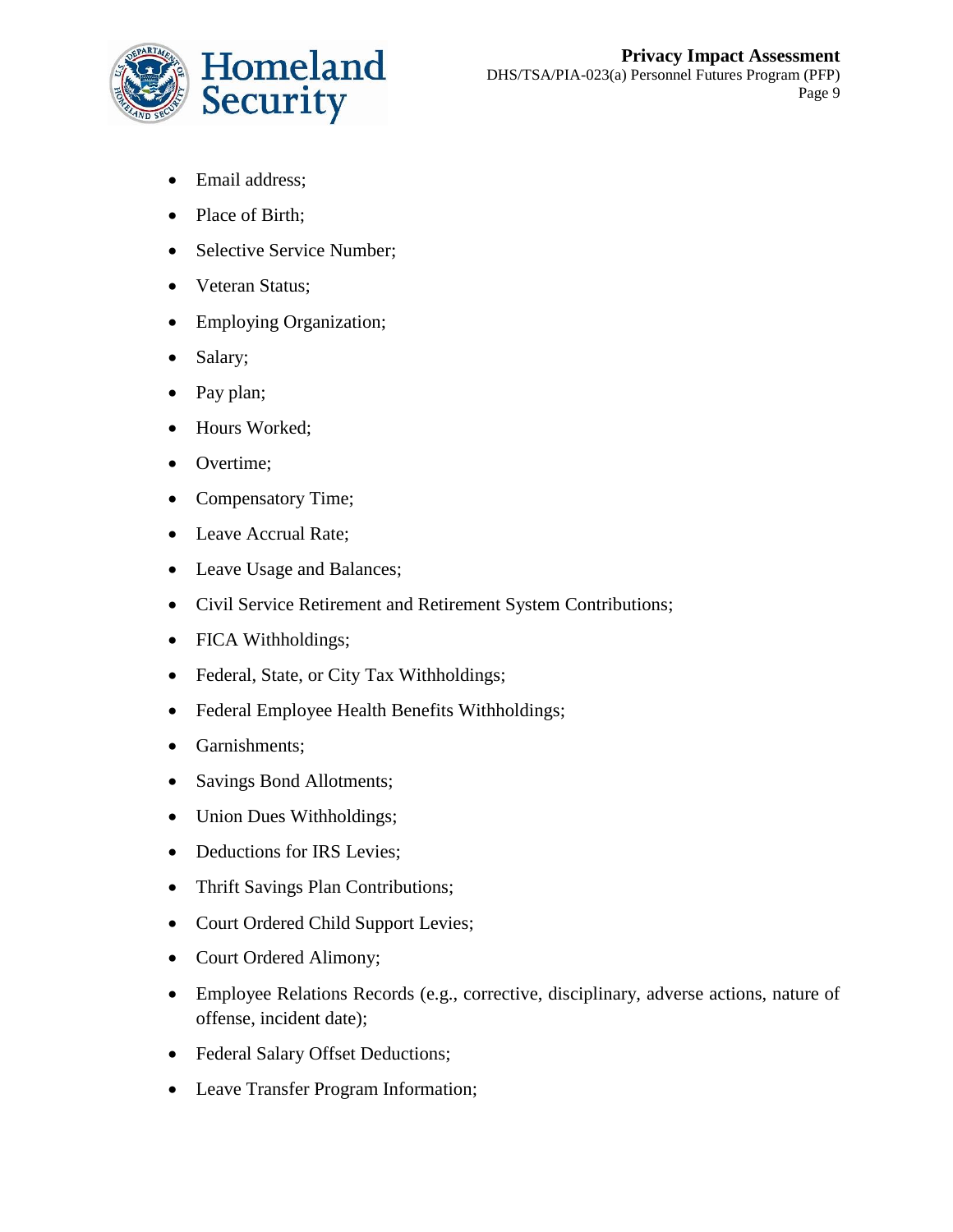- Email address;
- Place of Birth;
- Selective Service Number;
- Veteran Status;
- Employing Organization;
- Salary;
- Pay plan;
- Hours Worked;
- Overtime;
- Compensatory Time;
- Leave Accrual Rate;
- Leave Usage and Balances;
- Civil Service Retirement and Retirement System Contributions;
- FICA Withholdings;
- Federal, State, or City Tax Withholdings;
- Federal Employee Health Benefits Withholdings;
- Garnishments;
- Savings Bond Allotments;
- Union Dues Withholdings;
- Deductions for IRS Levies;
- Thrift Savings Plan Contributions;
- Court Ordered Child Support Levies;
- Court Ordered Alimony;
- Employee Relations Records (e.g., corrective, disciplinary, adverse actions, nature of offense, incident date);
- Federal Salary Offset Deductions;
- Leave Transfer Program Information;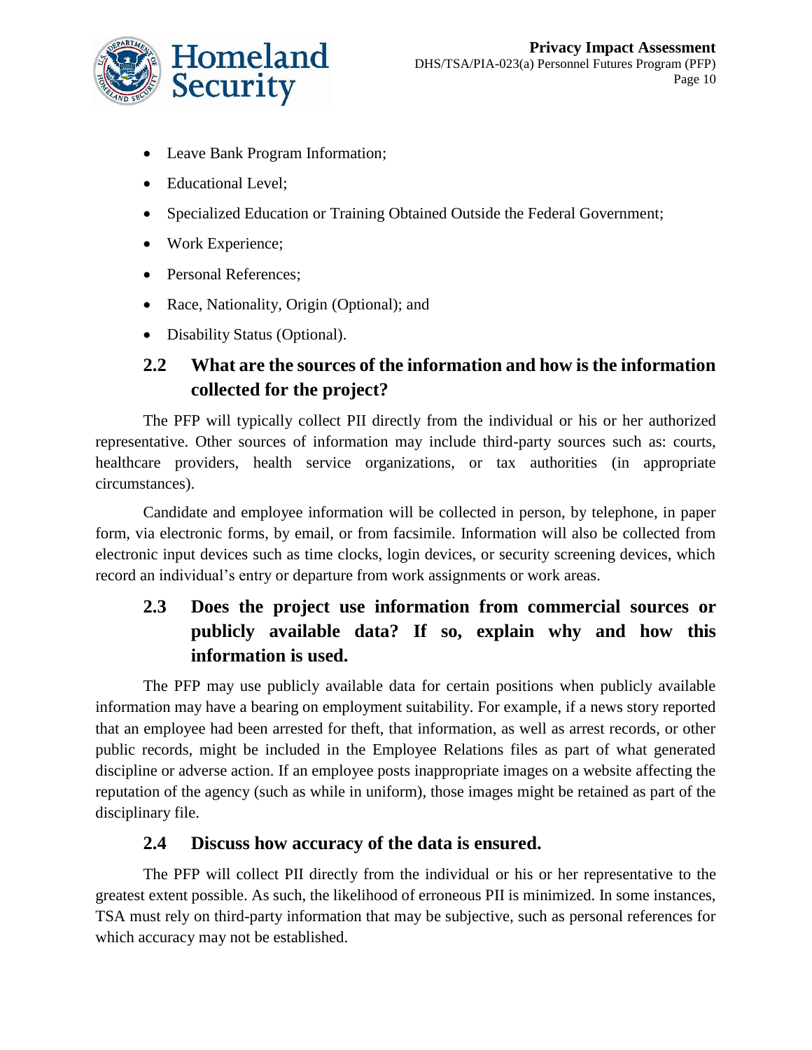- Leave Bank Program Information;
- Educational Level;
- Specialized Education or Training Obtained Outside the Federal Government;
- Work Experience;
- Personal References;
- Race, Nationality, Origin (Optional); and
- Disability Status (Optional).

## 2.2 What are the sources of the information and how is the information collected for the project?

The PFP will typically collect PII directly from the individual or his or her authorized representative. Other sources of information may include third-party sources such as: courts, healthcare providers, health service organizations, or tax authorities (in appropriate circumstances).

Candidate and employee information will be collected in person, by telephone, in paper form, via electronic forms, by email, or from facsimile. Information will also be collected from electronic input devices such as time clocks, login devices, or security screening devices, which record an individual's entry or departure from work assignments or work areas.

## 2.3 Does the project use information from commercial sources or publicly available data? If so, explain why and how this information is used.

The PFP may use publicly available data for certain positions when publicly available information may have a bearing on employment suitability. For example, if a news story reported that an employee had been arrested for theft, that information, as well as arrest records, or other public records, might be included in the Employee Relations files as part of what generated discipline or adverse action. If an employee posts inappropriate images on a website affecting the reputation of the agency (such as while in uniform), those images might be retained as part of the disciplinary file.

## 2.4 Discuss how accuracy of the data is ensured.

The PFP will collect PII directly from the individual or his or her representative to the greatest extent possible. As such, the likelihood of erroneous PII is minimized. In some instances, TSA must rely on third-party information that may be subjective, such as personal references for which accuracy may not be established.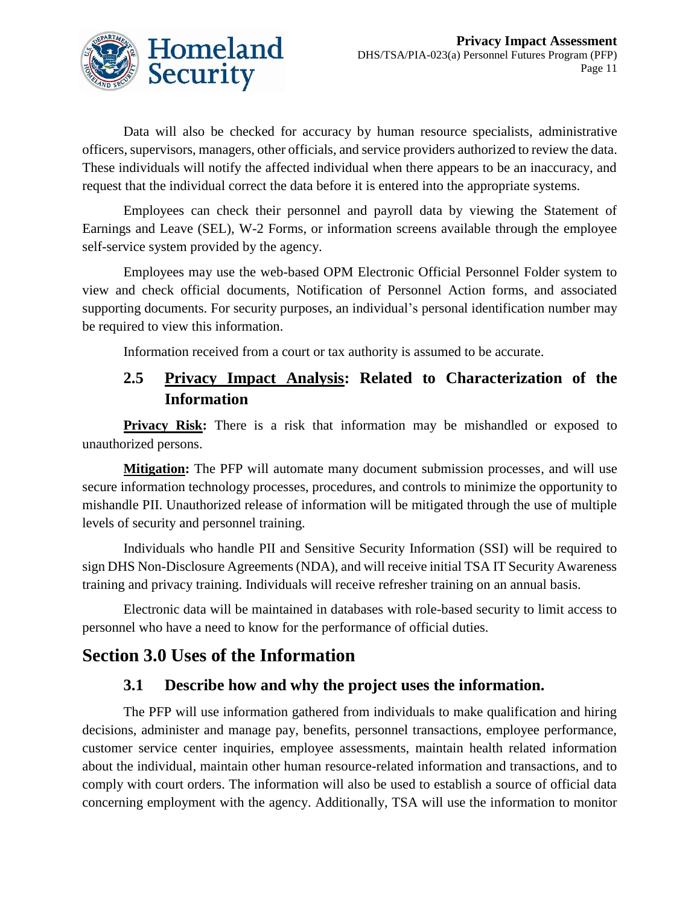Data will also be checked for accuracy by human resource specialists, administrative officers, supervisors, managers, other officials, and service providers authorized to review the data. These individuals will notify the affected individual when there appears to be an inaccuracy, and request that the individual correct the data before it is entered into the appropriate systems.

Employees can check their personnel and payroll data by viewing the Statement of Earnings and Leave (SEL), W-2 Forms, or information screens available through the employee self-service system provided by the agency.

Employees may use the web-based OPM Electronic Official Personnel Folder system to view and check official documents, Notification of Personnel Action forms, and associated supporting documents. For security purposes, an individual's personal identification number may be required to view this information.

Information received from a court or tax authority is assumed to be accurate.

### 2.5 Privacy Impact Analysis: Related to Characterization of the Information

**Privacy Risk:** There is a risk that information may be mishandled or exposed to unauthorized persons.

**Mitigation:** The PFP will automate many document submission processes, and will use secure information technology processes, procedures, and controls to minimize the opportunity to mishandle PII. Unauthorized release of information will be mitigated through the use of multiple levels of security and personnel training.

Individuals who handle PII and Sensitive Security Information (SSI) will be required to sign DHS Non-Disclosure Agreements (NDA), and will receive initial TSA IT Security Awareness training and privacy training. Individuals will receive refresher training on an annual basis.

Electronic data will be maintained in databases with role-based security to limit access to personnel who have a need to know for the performance of official duties.

## Section 3.0 Uses of the Information

### 3.1 Describe how and why the project uses the information.

The PFP will use information gathered from individuals to make qualification and hiring decisions, administer and manage pay, benefits, personnel transactions, employee performance, customer service center inquiries, employee assessments, maintain health related information about the individual, maintain other human resource-related information and transactions, and to comply with court orders. The information will also be used to establish a source of official data concerning employment with the agency. Additionally, TSA will use the information to monitor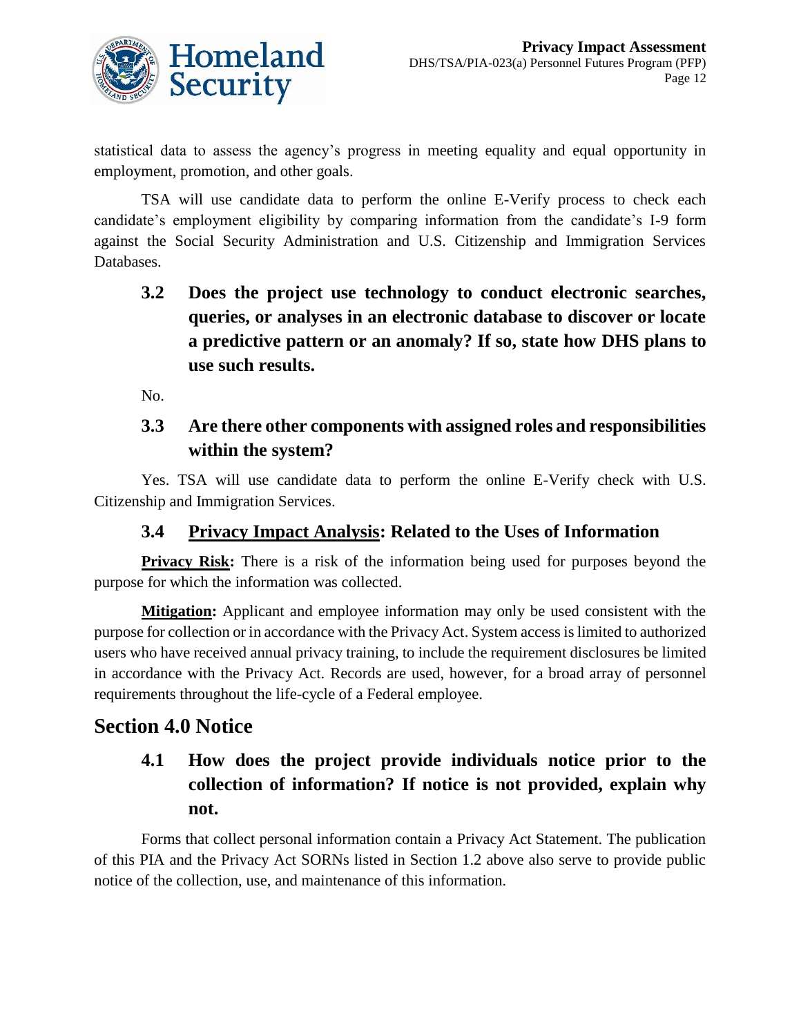statistical data to assess the agency's progress in meeting equality and equal opportunity in employment, promotion, and other goals.

TSA will use candidate data to perform the online E-Verify process to check each candidate's employment eligibility by comparing information from the candidate's I-9 form against the Social Security Administration and U.S. Citizenship and Immigration Services Databases.

### 3.2 Does the project use technology to conduct electronic searches, queries, or analyses in an electronic database to discover or locate a predictive pattern or an anomaly? If so, state how DHS plans to use such results.

No.

### 3.3 Are there other components with assigned roles and responsibilities within the system?

Yes. TSA will use candidate data to perform the online E-Verify check with U.S. Citizenship and Immigration Services.

### 3.4 Privacy Impact Analysis: Related to the Uses of Information

**Privacy Risk:** There is a risk of the information being used for purposes beyond the purpose for which the information was collected.

**Mitigation:** Applicant and employee information may only be used consistent with the purpose for collection or in accordance with the Privacy Act. System access is limited to authorized users who have received annual privacy training, to include the requirement disclosures be limited in accordance with the Privacy Act. Records are used, however, for a broad array of personnel requirements throughout the life-cycle of a Federal employee.

## Section 4.0 Notice

### 4.1 How does the project provide individuals notice prior to the collection of information? If notice is not provided, explain why not.

Forms that collect personal information contain a Privacy Act Statement. The publication of this PIA and the Privacy Act SORNs listed in Section 1.2 above also serve to provide public notice of the collection, use, and maintenance of this information.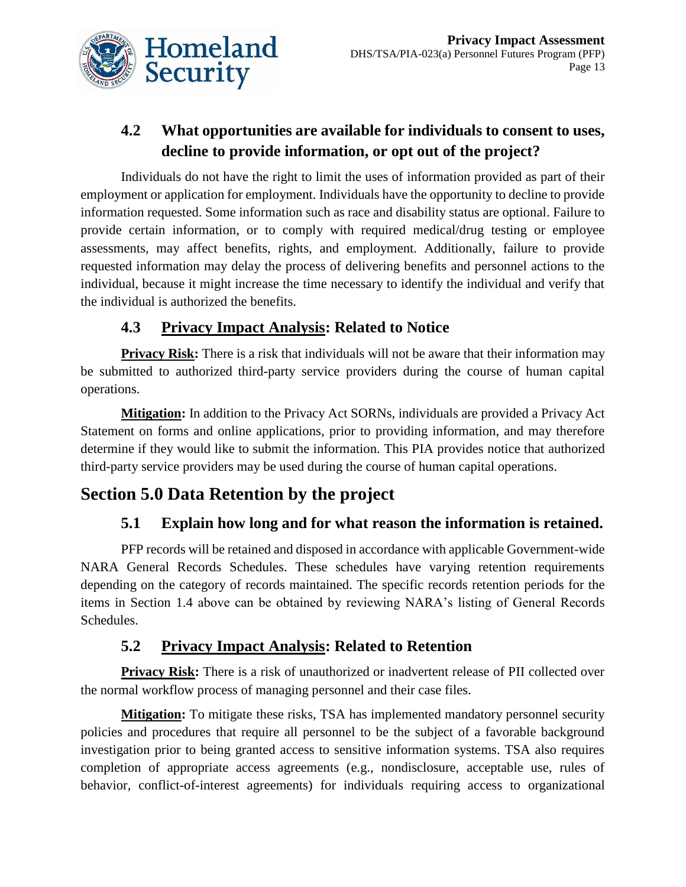### 4.2 What opportunities are available for individuals to consent to uses, decline to provide information, or opt out of the project?

Individuals do not have the right to limit the uses of information provided as part of their employment or application for employment. Individuals have the opportunity to decline to provide information requested. Some information such as race and disability status are optional. Failure to provide certain information, or to comply with required medical/drug testing or employee assessments, may affect benefits, rights, and employment. Additionally, failure to provide requested information may delay the process of delivering benefits and personnel actions to the individual, because it might increase the time necessary to identify the individual and verify that the individual is authorized the benefits.

### 4.3 Privacy Impact Analysis: Related to Notice

**Privacy Risk:** There is a risk that individuals will not be aware that their information may be submitted to authorized third-party service providers during the course of human capital operations.

**Mitigation:** In addition to the Privacy Act SORNs, individuals are provided a Privacy Act Statement on forms and online applications, prior to providing information, and may therefore determine if they would like to submit the information. This PIA provides notice that authorized third-party service providers may be used during the course of human capital operations.

## Section 5.0 Data Retention by the project

### 5.1 Explain how long and for what reason the information is retained.

PFP records will be retained and disposed in accordance with applicable Government-wide NARA General Records Schedules. These schedules have varying retention requirements depending on the category of records maintained. The specific records retention periods for the items in Section 1.4 above can be obtained by reviewing NARA's listing of General Records Schedules.

### 5.2 Privacy Impact Analysis: Related to Retention

**Privacy Risk:** There is a risk of unauthorized or inadvertent release of PII collected over the normal workflow process of managing personnel and their case files.

**Mitigation:** To mitigate these risks, TSA has implemented mandatory personnel security policies and procedures that require all personnel to be the subject of a favorable background investigation prior to being granted access to sensitive information systems. TSA also requires completion of appropriate access agreements (e.g., nondisclosure, acceptable use, rules of behavior, conflict-of-interest agreements) for individuals requiring access to organizational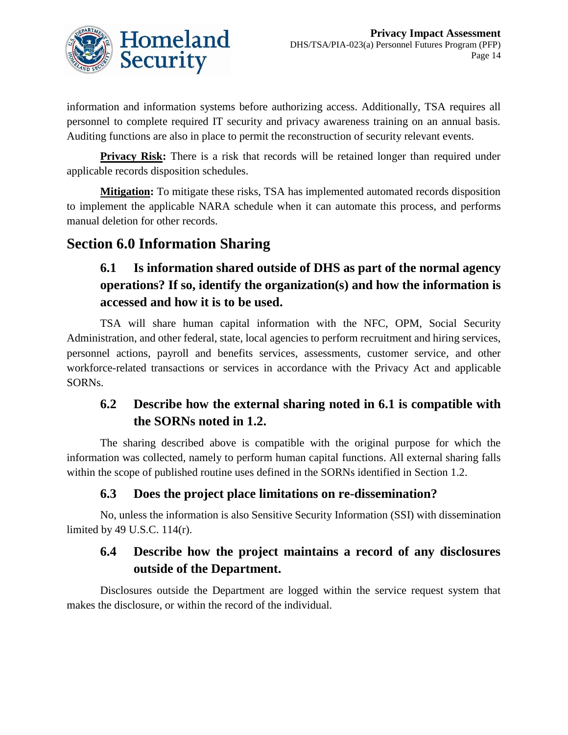information and information systems before authorizing access. Additionally, TSA requires all personnel to complete required IT security and privacy awareness training on an annual basis. Auditing functions are also in place to permit the reconstruction of security relevant events.

**Privacy Risk:** There is a risk that records will be retained longer than required under applicable records disposition schedules.

**Mitigation:** To mitigate these risks, TSA has implemented automated records disposition to implement the applicable NARA schedule when it can automate this process, and performs manual deletion for other records.

## Section 6.0 Information Sharing

### 6.1 Is information shared outside of DHS as part of the normal agency operations? If so, identify the organization(s) and how the information is accessed and how it is to be used.

TSA will share human capital information with the NFC, OPM, Social Security Administration, and other federal, state, local agencies to perform recruitment and hiring services, personnel actions, payroll and benefits services, assessments, customer service, and other workforce-related transactions or services in accordance with the Privacy Act and applicable SORNs.

### 6.2 Describe how the external sharing noted in 6.1 is compatible with the SORNs noted in 1.2.

The sharing described above is compatible with the original purpose for which the information was collected, namely to perform human capital functions. All external sharing falls within the scope of published routine uses defined in the SORNs identified in Section 1.2.

### 6.3 Does the project place limitations on re-dissemination?

No, unless the information is also Sensitive Security Information (SSI) with dissemination limited by 49 U.S.C. 114(r).

### 6.4 Describe how the project maintains a record of any disclosures outside of the Department.

Disclosures outside the Department are logged within the service request system that makes the disclosure, or within the record of the individual.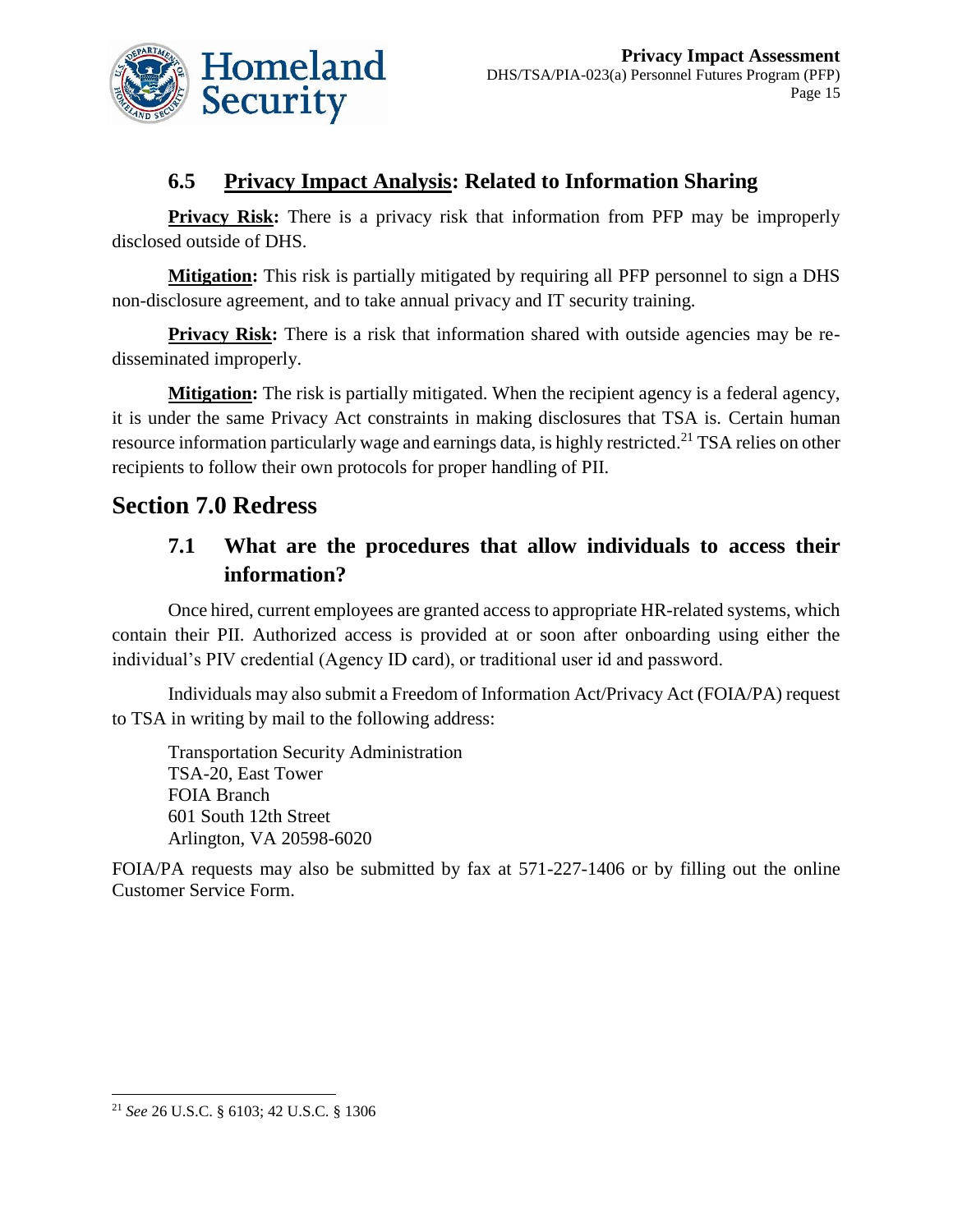### 6.5 <u>Privacy Impact Analysis</u>: Related to Information Sharing

**<u>Privacy Risk</u>:** There is a privacy risk that information from PFP may be improperly disclosed outside of DHS.

**<u>Mitigation</u>:** This risk is partially mitigated by requiring all PFP personnel to sign a DHS non-disclosure agreement, and to take annual privacy and IT security training.

**<u>Privacy Risk</u>:** There is a risk that information shared with outside agencies may be re-disseminated improperly.

**<u>Mitigation</u>:** The risk is partially mitigated. When the recipient agency is a federal agency, it is under the same Privacy Act constraints in making disclosures that TSA is. Certain human resource information particularly wage and earnings data, is highly restricted.[21] TSA relies on other recipients to follow their own protocols for proper handling of PII.

## Section 7.0 Redress

### 7.1 What are the procedures that allow individuals to access their information?

Once hired, current employees are granted access to appropriate HR-related systems, which contain their PII. Authorized access is provided at or soon after onboarding using either the individual's PIV credential (Agency ID card), or traditional user id and password.

Individuals may also submit a Freedom of Information Act/Privacy Act (FOIA/PA) request to TSA in writing by mail to the following address:

Transportation Security Administration
TSA-20, East Tower
FOIA Branch
601 South 12th Street
Arlington, VA 20598-6020

FOIA/PA requests may also be submitted by fax at 571-227-1406 or by filling out the online Customer Service Form.

---

[21] *See* 26 U.S.C. § 6103; 42 U.S.C. § 1306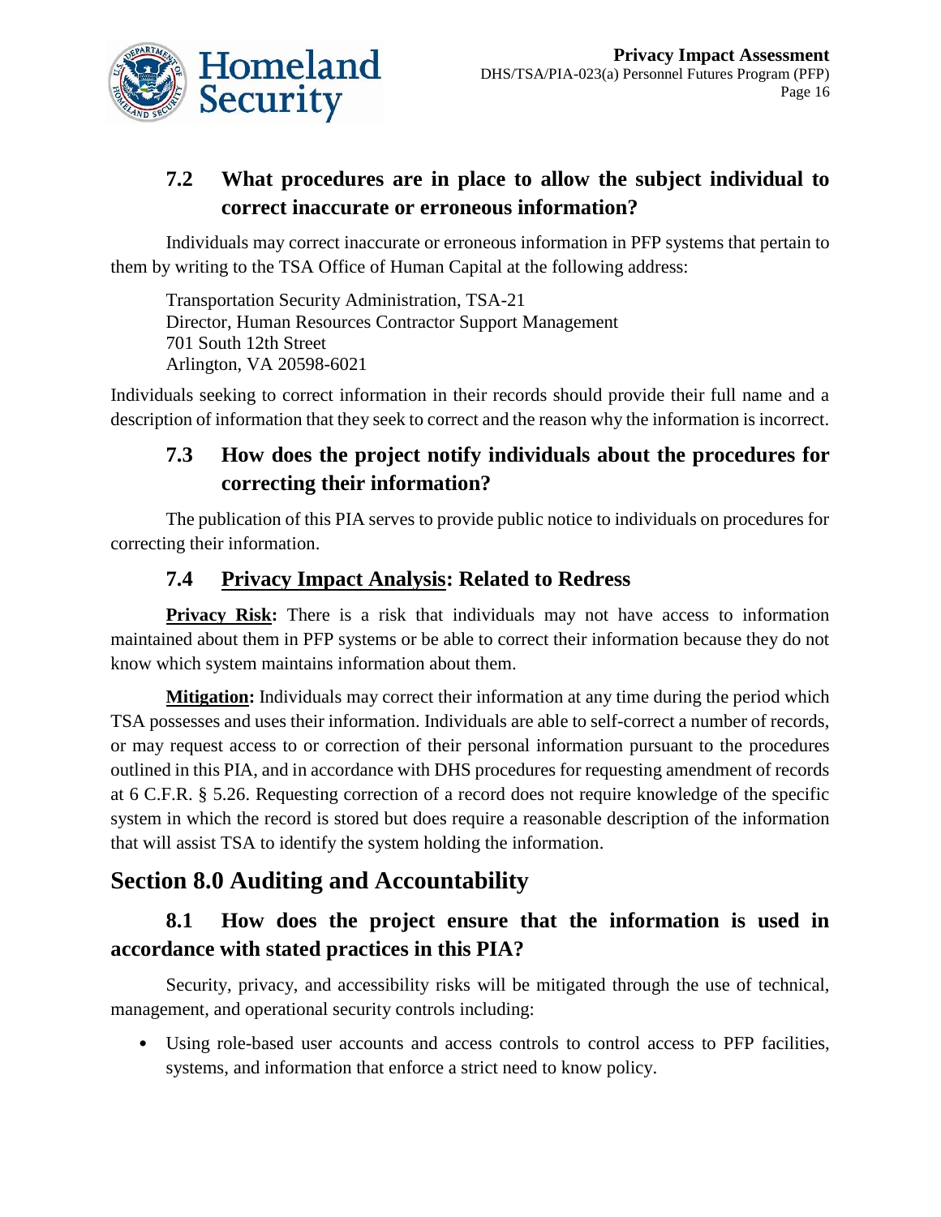### 7.2 What procedures are in place to allow the subject individual to correct inaccurate or erroneous information?

Individuals may correct inaccurate or erroneous information in PFP systems that pertain to them by writing to the TSA Office of Human Capital at the following address:

Transportation Security Administration, TSA-21
Director, Human Resources Contractor Support Management
701 South 12th Street
Arlington, VA 20598-6021

Individuals seeking to correct information in their records should provide their full name and a description of information that they seek to correct and the reason why the information is incorrect.

### 7.3 How does the project notify individuals about the procedures for correcting their information?

The publication of this PIA serves to provide public notice to individuals on procedures for correcting their information.

### 7.4 Privacy Impact Analysis: Related to Redress

**Privacy Risk:** There is a risk that individuals may not have access to information maintained about them in PFP systems or be able to correct their information because they do not know which system maintains information about them.

**Mitigation:** Individuals may correct their information at any time during the period which TSA possesses and uses their information. Individuals are able to self-correct a number of records, or may request access to or correction of their personal information pursuant to the procedures outlined in this PIA, and in accordance with DHS procedures for requesting amendment of records at 6 C.F.R. § 5.26. Requesting correction of a record does not require knowledge of the specific system in which the record is stored but does require a reasonable description of the information that will assist TSA to identify the system holding the information.

## Section 8.0 Auditing and Accountability

### 8.1 How does the project ensure that the information is used in accordance with stated practices in this PIA?

Security, privacy, and accessibility risks will be mitigated through the use of technical, management, and operational security controls including:

- Using role-based user accounts and access controls to control access to PFP facilities, systems, and information that enforce a strict need to know policy.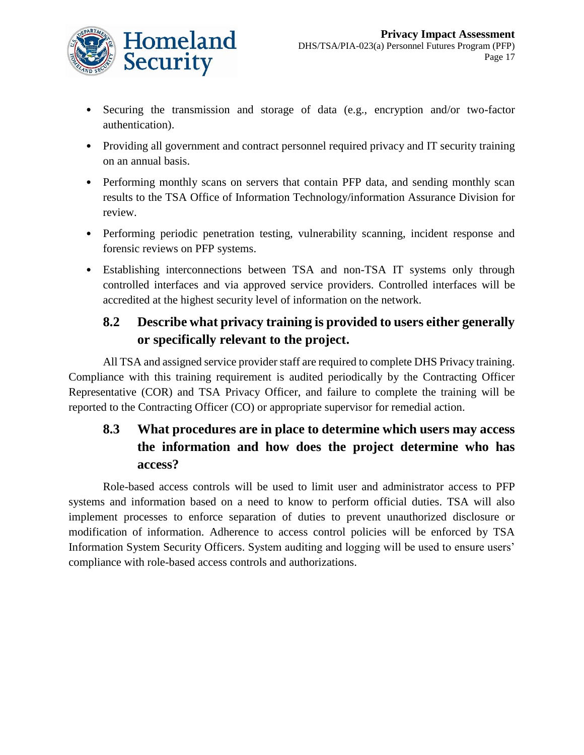- Securing the transmission and storage of data (e.g., encryption and/or two-factor authentication).
- Providing all government and contract personnel required privacy and IT security training on an annual basis.
- Performing monthly scans on servers that contain PFP data, and sending monthly scan results to the TSA Office of Information Technology/information Assurance Division for review.
- Performing periodic penetration testing, vulnerability scanning, incident response and forensic reviews on PFP systems.
- Establishing interconnections between TSA and non-TSA IT systems only through controlled interfaces and via approved service providers. Controlled interfaces will be accredited at the highest security level of information on the network.

### 8.2 Describe what privacy training is provided to users either generally or specifically relevant to the project.

All TSA and assigned service provider staff are required to complete DHS Privacy training. Compliance with this training requirement is audited periodically by the Contracting Officer Representative (COR) and TSA Privacy Officer, and failure to complete the training will be reported to the Contracting Officer (CO) or appropriate supervisor for remedial action.

### 8.3 What procedures are in place to determine which users may access the information and how does the project determine who has access?

Role-based access controls will be used to limit user and administrator access to PFP systems and information based on a need to know to perform official duties. TSA will also implement processes to enforce separation of duties to prevent unauthorized disclosure or modification of information. Adherence to access control policies will be enforced by TSA Information System Security Officers. System auditing and logging will be used to ensure users' compliance with role-based access controls and authorizations.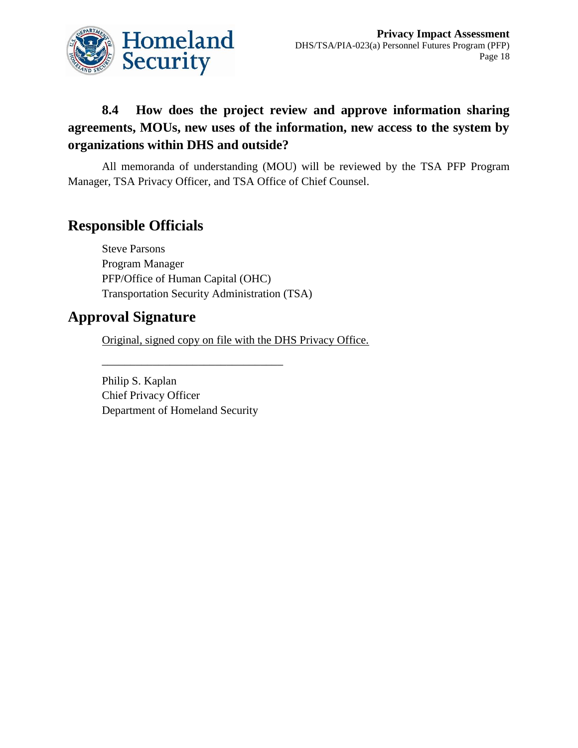### 8.4 How does the project review and approve information sharing agreements, MOUs, new uses of the information, new access to the system by organizations within DHS and outside?

All memoranda of understanding (MOU) will be reviewed by the TSA PFP Program Manager, TSA Privacy Officer, and TSA Office of Chief Counsel.

## Responsible Officials

Steve Parsons
Program Manager
PFP/Office of Human Capital (OHC)
Transportation Security Administration (TSA)

## Approval Signature

Original, signed copy on file with the DHS Privacy Office.

________________________________

Philip S. Kaplan
Chief Privacy Officer
Department of Homeland Security